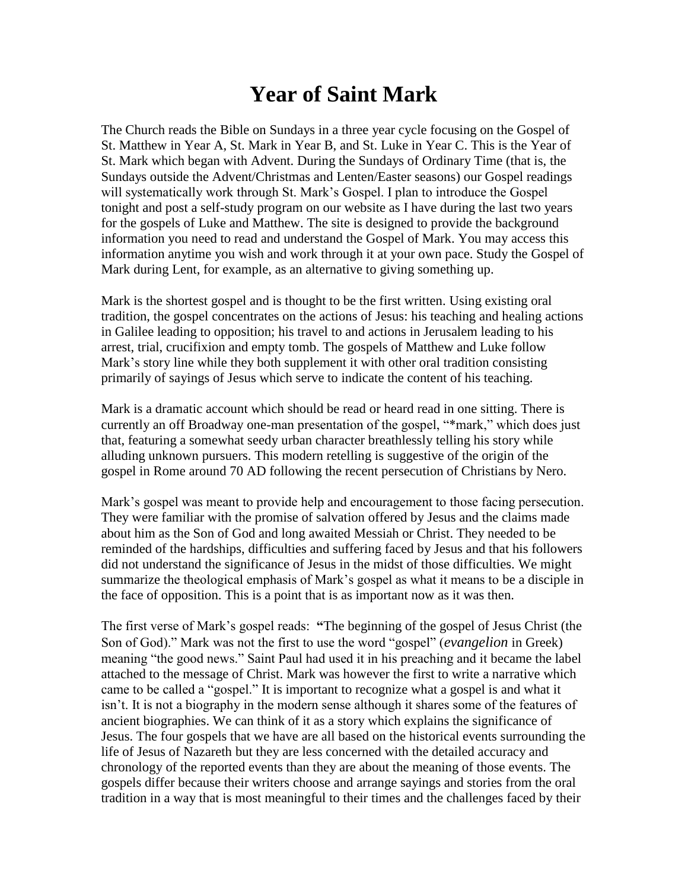# Year of Saint Mark

The Church reads the Bible on Sundays in a three year cycle focusing on the Gospel of St. Matthew in Year A, St. Mark in Year B, and St. Luke in Year C. This is the Year of St. Mark which began with Advent. During the Sundays of Ordinary Time (that is, the Sundays outside the Advent/Christmas and Lenten/Easter seasons) our Gospel readings will systematically work through St. Mark's Gospel. I plan to introduce the Gospel tonight and post a self-study program on our website as I have during the last two years for the gospels of Luke and Matthew. The site is designed to provide the background information you need to read and understand the Gospel of Mark. You may access this information anytime you wish and work through it at your own pace. Study the Gospel of Mark during Lent, for example, as an alternative to giving something up.

Mark is the shortest gospel and is thought to be the first written. Using existing oral tradition, the gospel concentrates on the actions of Jesus: his teaching and healing actions in Galilee leading to opposition; his travel to and actions in Jerusalem leading to his arrest, trial, crucifixion and empty tomb. The gospels of Matthew and Luke follow Mark's story line while they both supplement it with other oral tradition consisting primarily of sayings of Jesus which serve to indicate the content of his teaching.

Mark is a dramatic account which should be read or heard read in one sitting. There is currently an off Broadway one-man presentation of the gospel, "*mark," which does just that, featuring a somewhat seedy urban character breathlessly telling his story while alluding unknown pursuers. This modern retelling is suggestive of the origin of the gospel in Rome around 70 AD following the recent persecution of Christians by Nero.

Mark's gospel was meant to provide help and encouragement to those facing persecution. They were familiar with the promise of salvation offered by Jesus and the claims made about him as the Son of God and long awaited Messiah or Christ. They needed to be reminded of the hardships, difficulties and suffering faced by Jesus and that his followers did not understand the significance of Jesus in the midst of those difficulties. We might summarize the theological emphasis of Mark's gospel as what it means to be a disciple in the face of opposition. This is a point that is as important now as it was then.

The first verse of Mark's gospel reads: **"**The beginning of the gospel of Jesus Christ (the Son of God)." Mark was not the first to use the word "gospel" (*evangelion* in Greek) meaning "the good news." Saint Paul had used it in his preaching and it became the label attached to the message of Christ. Mark was however the first to write a narrative which came to be called a "gospel." It is important to recognize what a gospel is and what it isn't. It is not a biography in the modern sense although it shares some of the features of ancient biographies. We can think of it as a story which explains the significance of Jesus. The four gospels that we have are all based on the historical events surrounding the life of Jesus of Nazareth but they are less concerned with the detailed accuracy and chronology of the reported events than they are about the meaning of those events. The gospels differ because their writers choose and arrange sayings and stories from the oral tradition in a way that is most meaningful to their times and the challenges faced by their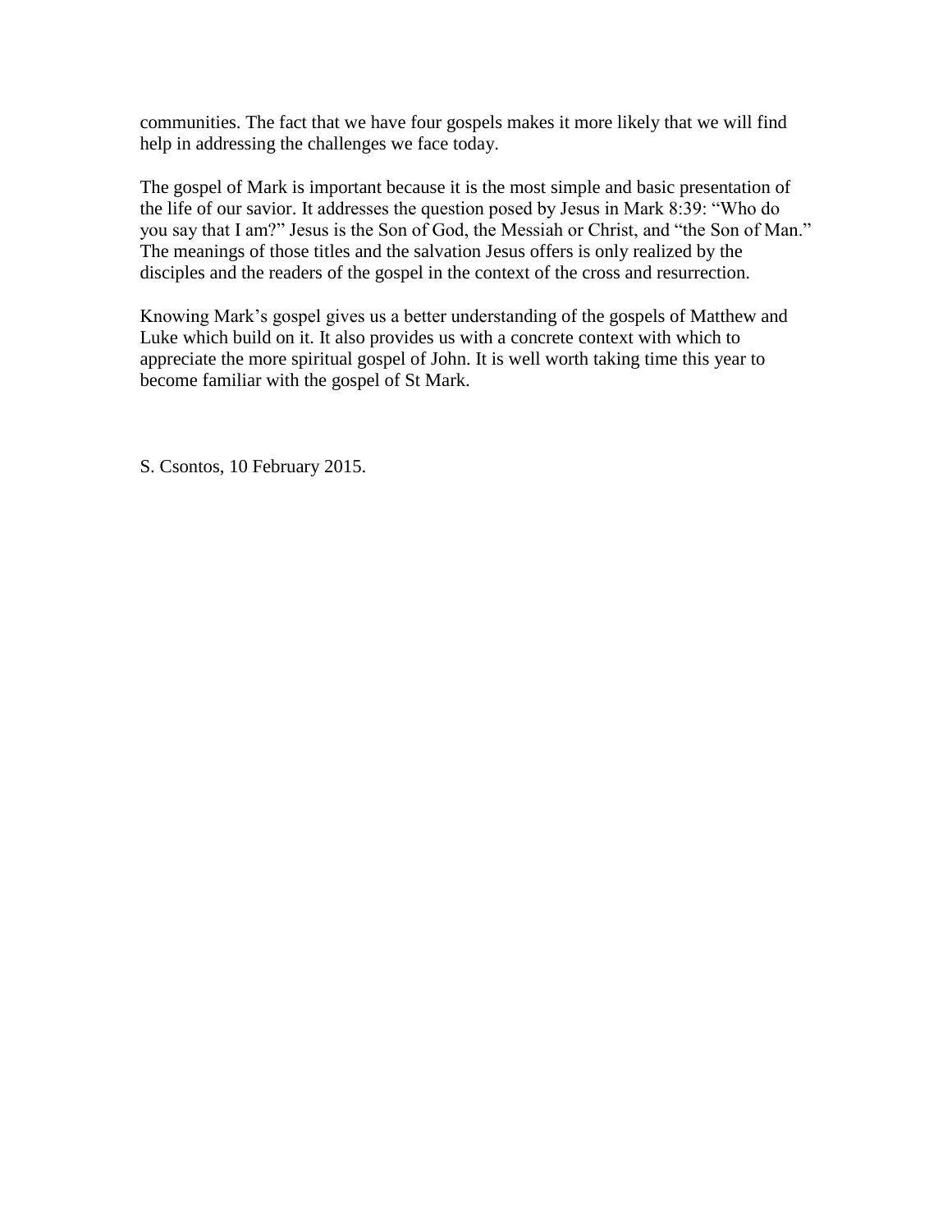communities. The fact that we have four gospels makes it more likely that we will find help in addressing the challenges we face today.

The gospel of Mark is important because it is the most simple and basic presentation of the life of our savior. It addresses the question posed by Jesus in Mark 8:39: "Who do you say that I am?" Jesus is the Son of God, the Messiah or Christ, and "the Son of Man." The meanings of those titles and the salvation Jesus offers is only realized by the disciples and the readers of the gospel in the context of the cross and resurrection.

Knowing Mark's gospel gives us a better understanding of the gospels of Matthew and Luke which build on it. It also provides us with a concrete context with which to appreciate the more spiritual gospel of John. It is well worth taking time this year to become familiar with the gospel of St Mark.

S. Csontos, 10 February 2015.